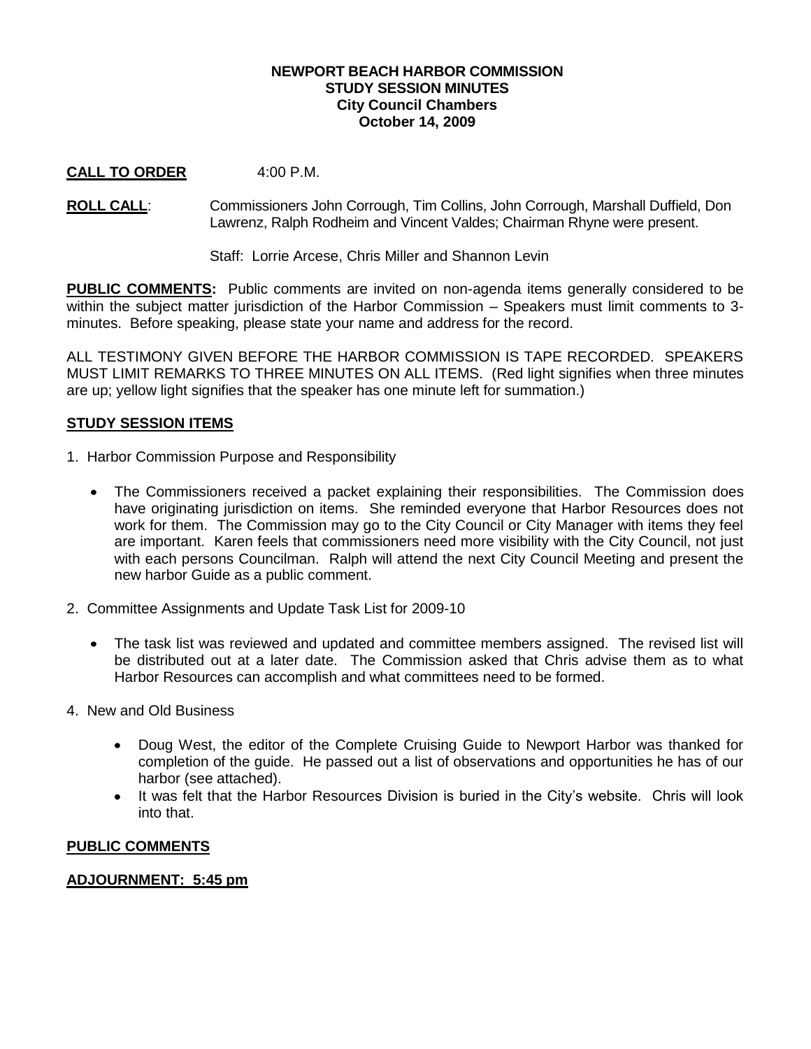**NEWPORT BEACH HARBOR COMMISSION**
**STUDY SESSION MINUTES**
**City Council Chambers**
**October 14, 2009**

**CALL TO ORDER** 4:00 P.M.

**ROLL CALL**: Commissioners John Corrough, Tim Collins, John Corrough, Marshall Duffield, Don Lawrenz, Ralph Rodheim and Vincent Valdes; Chairman Rhyne were present.

Staff: Lorrie Arcese, Chris Miller and Shannon Levin

**PUBLIC COMMENTS:** Public comments are invited on non-agenda items generally considered to be within the subject matter jurisdiction of the Harbor Commission – Speakers must limit comments to 3-minutes. Before speaking, please state your name and address for the record.

ALL TESTIMONY GIVEN BEFORE THE HARBOR COMMISSION IS TAPE RECORDED. SPEAKERS MUST LIMIT REMARKS TO THREE MINUTES ON ALL ITEMS. (Red light signifies when three minutes are up; yellow light signifies that the speaker has one minute left for summation.)

**STUDY SESSION ITEMS**

1. Harbor Commission Purpose and Responsibility

   - The Commissioners received a packet explaining their responsibilities. The Commission does have originating jurisdiction on items. She reminded everyone that Harbor Resources does not work for them. The Commission may go to the City Council or City Manager with items they feel are important. Karen feels that commissioners need more visibility with the City Council, not just with each persons Councilman. Ralph will attend the next City Council Meeting and present the new harbor Guide as a public comment.

2. Committee Assignments and Update Task List for 2009-10

   - The task list was reviewed and updated and committee members assigned. The revised list will be distributed out at a later date. The Commission asked that Chris advise them as to what Harbor Resources can accomplish and what committees need to be formed.

4. New and Old Business

   - Doug West, the editor of the Complete Cruising Guide to Newport Harbor was thanked for completion of the guide. He passed out a list of observations and opportunities he has of our harbor (see attached).
   - It was felt that the Harbor Resources Division is buried in the City's website. Chris will look into that.

**PUBLIC COMMENTS**

**ADJOURNMENT: 5:45 pm**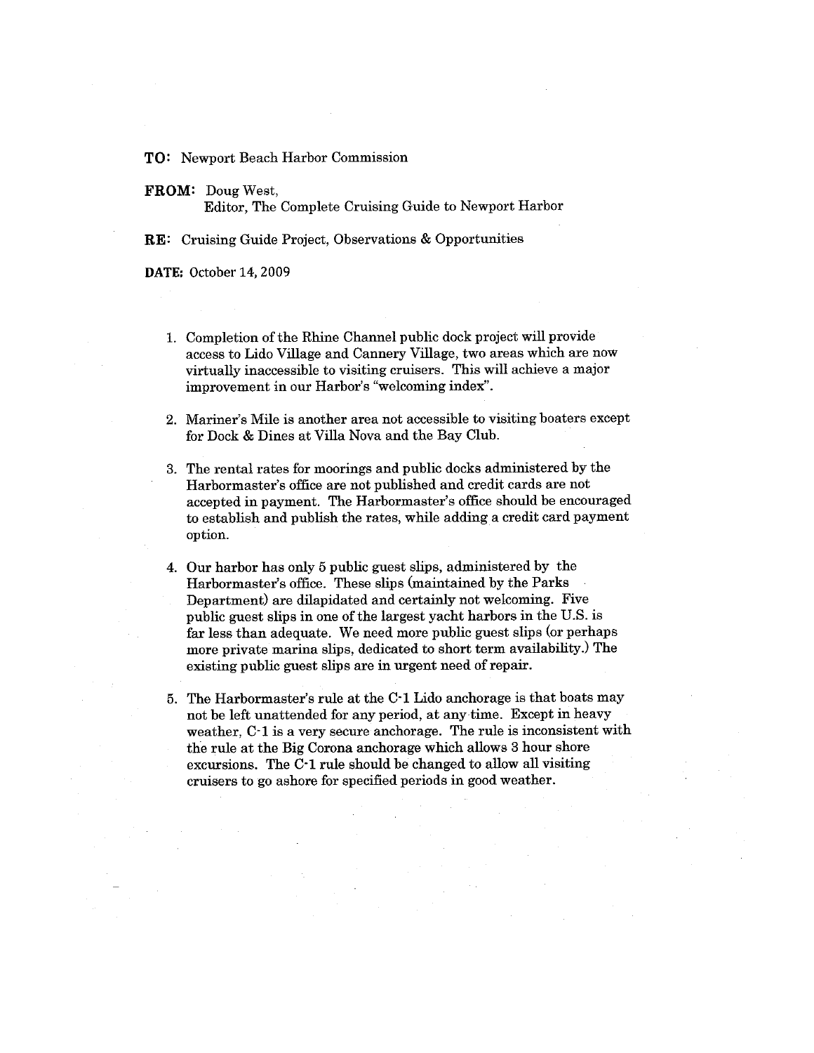**TO:** Newport Beach Harbor Commission

**FROM:** Doug West,
Editor, The Complete Cruising Guide to Newport Harbor

**RE:** Cruising Guide Project, Observations & Opportunities

**DATE:** October 14, 2009

1. Completion of the Rhine Channel public dock project will provide access to Lido Village and Cannery Village, two areas which are now virtually inaccessible to visiting cruisers. This will achieve a major improvement in our Harbor's "welcoming index".

2. Mariner's Mile is another area not accessible to visiting boaters except for Dock & Dines at Villa Nova and the Bay Club.

3. The rental rates for moorings and public docks administered by the Harbormaster's office are not published and credit cards are not accepted in payment. The Harbormaster's office should be encouraged to establish and publish the rates, while adding a credit card payment option.

4. Our harbor has only 5 public guest slips, administered by the Harbormaster's office. These slips (maintained by the Parks Department) are dilapidated and certainly not welcoming. Five public guest slips in one of the largest yacht harbors in the U.S. is far less than adequate. We need more public guest slips (or perhaps more private marina slips, dedicated to short term availability.) The existing public guest slips are in urgent need of repair.

5. The Harbormaster's rule at the C-1 Lido anchorage is that boats may not be left unattended for any period, at any time. Except in heavy weather, C-1 is a very secure anchorage. The rule is inconsistent with the rule at the Big Corona anchorage which allows 3 hour shore excursions. The C-1 rule should be changed to allow all visiting cruisers to go ashore for specified periods in good weather.